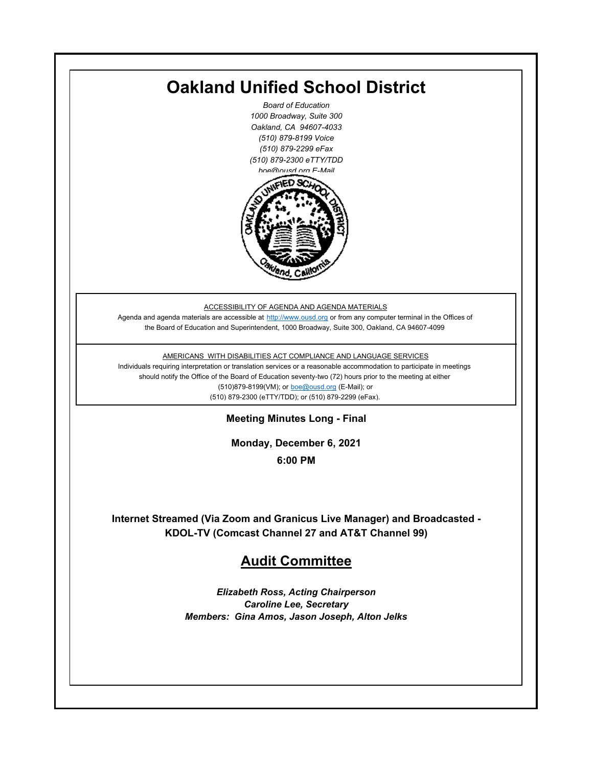# Oakland Unified School District

*Board of Education*
*1000 Broadway, Suite 300*
*Oakland, CA 94607-4033*
*(510) 879-8199 Voice*
*(510) 879-2299 eFax*
*(510) 879-2300 eTTY/TDD*
*boe@ousd.org E-Mail*

ACCESSIBILITY OF AGENDA AND AGENDA MATERIALS

Agenda and agenda materials are accessible at http://www.ousd.org or from any computer terminal in the Offices of the Board of Education and Superintendent, 1000 Broadway, Suite 300, Oakland, CA 94607-4099

AMERICANS WITH DISABILITIES ACT COMPLIANCE AND LANGUAGE SERVICES

Individuals requiring interpretation or translation services or a reasonable accommodation to participate in meetings should notify the Office of the Board of Education seventy-two (72) hours prior to the meeting at either (510)879-8199(VM); or boe@ousd.org (E-Mail); or (510) 879-2300 (eTTY/TDD); or (510) 879-2299 (eFax).

**Meeting Minutes Long - Final**

**Monday, December 6, 2021**

**6:00 PM**

**Internet Streamed (Via Zoom and Granicus Live Manager) and Broadcasted - KDOL-TV (Comcast Channel 27 and AT&T Channel 99)**

## Audit Committee

***Elizabeth Ross, Acting Chairperson***
***Caroline Lee, Secretary***
***Members: Gina Amos, Jason Joseph, Alton Jelks***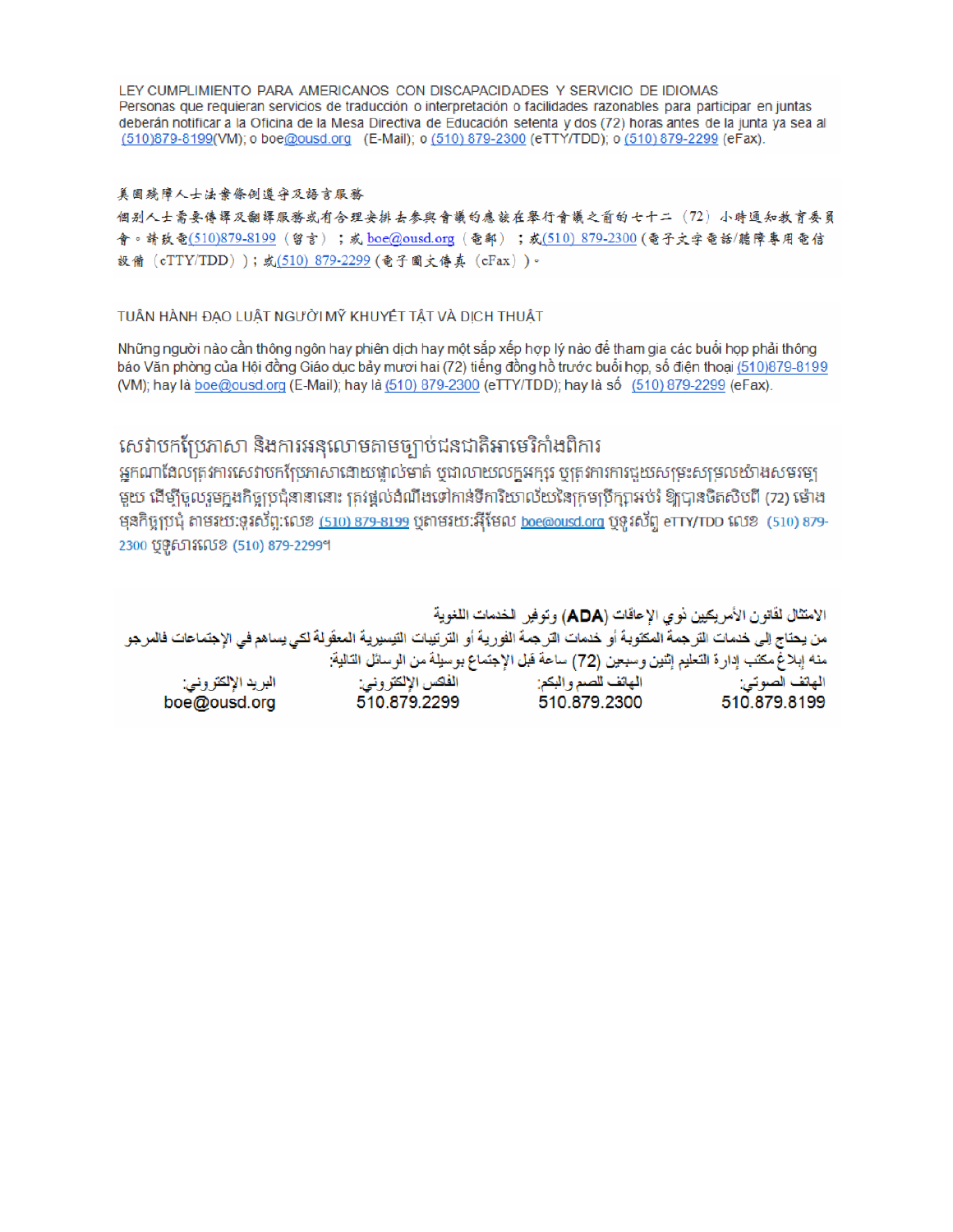LEY CUMPLIMIENTO PARA AMERICANOS CON DISCAPACIDADES Y SERVICIO DE IDIOMAS
Personas que requieran servicios de traducción o interpretación o facilidades razonables para participar en juntas deberán notificar a la Oficina de la Mesa Directiva de Educación setenta y dos (72) horas antes de la junta ya sea al (510)879-8199(VM); o boe@ousd.org (E-Mail); o (510) 879-2300 (eTTY/TDD); o (510) 879-2299 (eFax).

美國殘障人士法案條例遵守及語言服務
個別人士需要傳譯及翻譯服務或有合理安排去參與會議的應該在舉行會議之前的七十二（72）小時通知教育委員會。請致電(510)879-8199（留言）；或 boe@ousd.org（電郵）；或(510) 879-2300 (電子文字電話/聽障專用電信設備（eTTY/TDD））；或(510) 879-2299 (電子圖文傳真（eFax）)。

TUÂN HÀNH ĐẠO LUẬT NGƯỜI MỸ KHUYẾT TẬT VÀ DỊCH THUẬT

Những người nào cần thông ngôn hay phiên dịch hay một sắp xếp hợp lý nào để tham gia các buổi họp phải thông báo Văn phòng của Hội đồng Giáo dục bảy mươi hai (72) tiếng đồng hồ trước buổi họp, số điện thoại (510)879-8199 (VM); hay là boe@ousd.org (E-Mail); hay là (510) 879-2300 (eTTY/TDD); hay là số (510) 879-2299 (eFax).

សេវាបកប្រែភាសា និងការអនុលោមតាមច្បាប់ជនជាតិអាមេរិកាំងពិការ
អ្នកណាដែលត្រូវការសេវាបកប្រែភាសាដោយផ្ទាល់មាត់ ឬជាលាយលក្ខអក្សរ ឬត្រូវការការជួយសម្រួលយ៉ាងសមរម្យមួយ ដើម្បីចូលរួមក្នុងកិច្ចប្រជុំនានានោះ ត្រូវផ្តល់ដំណឹងទៅកាន់ទីការិយាល័យនៃក្រុមប្រឹក្សាអប់រំ ឱ្យបានចិតសិបពីរ (72) ម៉ោង មុនកិច្ចប្រជុំ តាមរយៈទូរស័ព្ទ:លេខ (510) 879-8199 ឬតាមរយៈអ៊ីមែល boe@ousd.org ឬទូរស័ព្ទ eTTY/TDD លេខ (510) 879-2300 ឬទូរសារលេខ (510) 879-2299។

الامتثال لقانون الأمريكيين ذوي الإعاقات (ADA) وتوفير الخدمات اللغوية
من يحتاج إلى خدمات الترجمة المكتوبة أو خدمات الترجمة الفورية أو الترتيبات التيسيرية المعقولة لكي يساهم في الإجتماعات فالمرجو منه إبلاغ مكتب إدارة التعليم إثنين وسبعين (72) ساعة قبل الإجتماع بوسيلة من الوسائل التالية:

| الهاتف الصوتي: | الهاتف للصم والبكم: | الفاكس الإلكتروني: | البريد الإلكتروني: |
|---|---|---|---|
| 510.879.8199 | 510.879.2300 | 510.879.2299 | boe@ousd.org |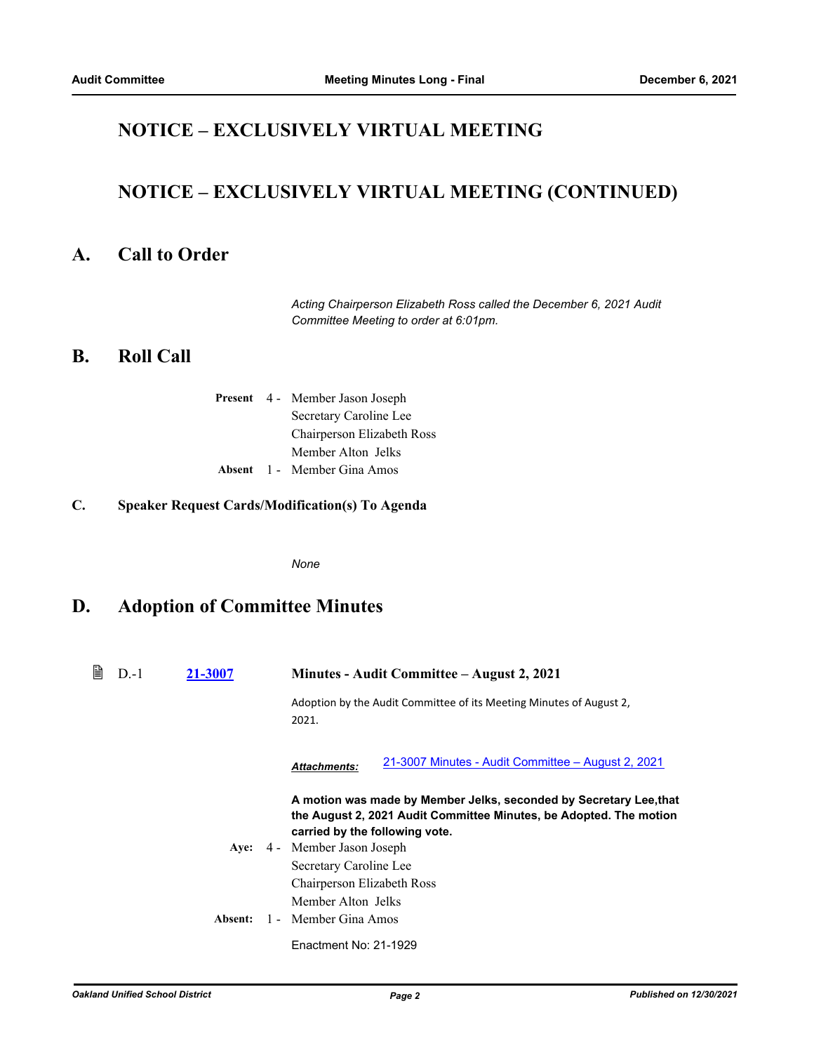## NOTICE – EXCLUSIVELY VIRTUAL MEETING

## NOTICE – EXCLUSIVELY VIRTUAL MEETING (CONTINUED)

# A. Call to Order

*Acting Chairperson Elizabeth Ross called the December 6, 2021 Audit Committee Meeting to order at 6:01pm.*

# B. Roll Call

**Present** 4 - Member Jason Joseph
Secretary Caroline Lee
Chairperson Elizabeth Ross
Member Alton Jelks

**Absent** 1 - Member Gina Amos

### C. Speaker Request Cards/Modification(s) To Agenda

*None*

# D. Adoption of Committee Minutes

D.-1 **21-3007** **Minutes - Audit Committee – August 2, 2021**

Adoption by the Audit Committee of its Meeting Minutes of August 2, 2021.

***Attachments:*** 21-3007 Minutes - Audit Committee – August 2, 2021

**A motion was made by Member Jelks, seconded by Secretary Lee,that the August 2, 2021 Audit Committee Minutes, be Adopted. The motion carried by the following vote.**

**Aye:** 4 - Member Jason Joseph
Secretary Caroline Lee
Chairperson Elizabeth Ross
Member Alton Jelks

**Absent:** 1 - Member Gina Amos

Enactment No: 21-1929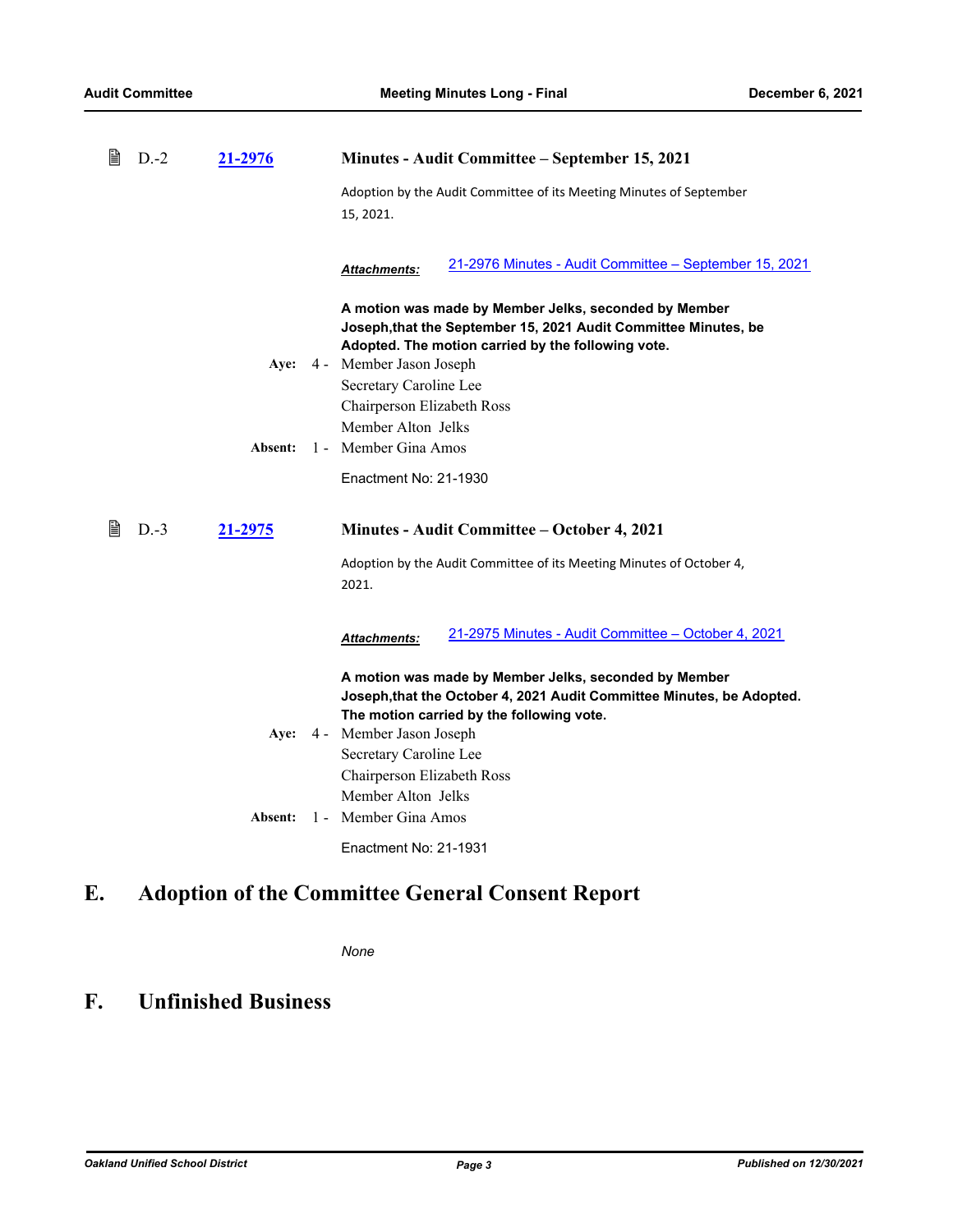D.-2 **[21-2976](21-2976)** **Minutes - Audit Committee – September 15, 2021**

Adoption by the Audit Committee of its Meeting Minutes of September 15, 2021.

***Attachments:*** [21-2976 Minutes - Audit Committee – September 15, 2021](21-2976)

**A motion was made by Member Jelks, seconded by Member Joseph,that the September 15, 2021 Audit Committee Minutes, be Adopted. The motion carried by the following vote.**

**Aye:** 4 - Member Jason Joseph
Secretary Caroline Lee
Chairperson Elizabeth Ross
Member Alton Jelks

**Absent:** 1 - Member Gina Amos

Enactment No: 21-1930

D.-3 **[21-2975](21-2975)** **Minutes - Audit Committee – October 4, 2021**

Adoption by the Audit Committee of its Meeting Minutes of October 4, 2021.

***Attachments:*** [21-2975 Minutes - Audit Committee – October 4, 2021](21-2975)

**A motion was made by Member Jelks, seconded by Member Joseph,that the October 4, 2021 Audit Committee Minutes, be Adopted. The motion carried by the following vote.**

**Aye:** 4 - Member Jason Joseph
Secretary Caroline Lee
Chairperson Elizabeth Ross
Member Alton Jelks

**Absent:** 1 - Member Gina Amos

Enactment No: 21-1931

# E. Adoption of the Committee General Consent Report

*None*

# F. Unfinished Business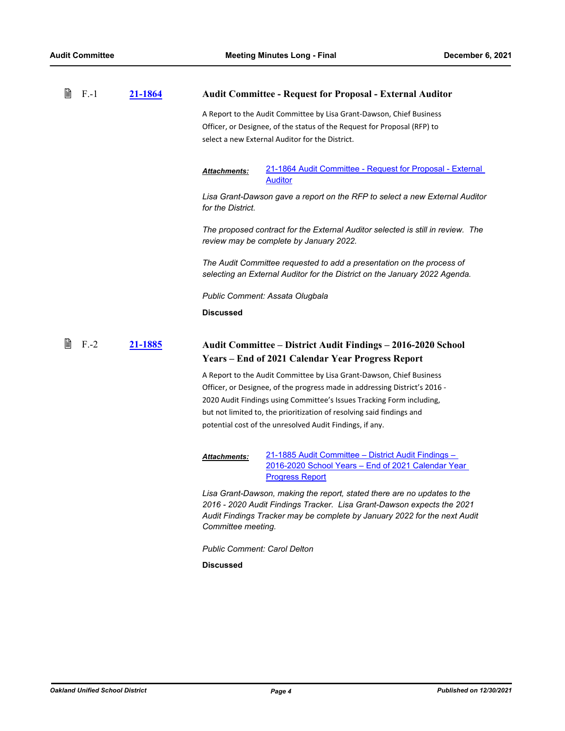### F.-1 [21-1864](21-1864) Audit Committee - Request for Proposal - External Auditor

A Report to the Audit Committee by Lisa Grant-Dawson, Chief Business Officer, or Designee, of the status of the Request for Proposal (RFP) to select a new External Auditor for the District.

***Attachments:*** 21-1864 Audit Committee - Request for Proposal - External Auditor

*Lisa Grant-Dawson gave a report on the RFP to select a new External Auditor for the District.*

*The proposed contract for the External Auditor selected is still in review. The review may be complete by January 2022.*

*The Audit Committee requested to add a presentation on the process of selecting an External Auditor for the District on the January 2022 Agenda.*

*Public Comment: Assata Olugbala*

**Discussed**

### F.-2 [21-1885](21-1885) Audit Committee – District Audit Findings – 2016-2020 School Years – End of 2021 Calendar Year Progress Report

A Report to the Audit Committee by Lisa Grant-Dawson, Chief Business Officer, or Designee, of the progress made in addressing District's 2016 - 2020 Audit Findings using Committee's Issues Tracking Form including, but not limited to, the prioritization of resolving said findings and potential cost of the unresolved Audit Findings, if any.

***Attachments:*** 21-1885 Audit Committee – District Audit Findings – 2016-2020 School Years – End of 2021 Calendar Year Progress Report

*Lisa Grant-Dawson, making the report, stated there are no updates to the 2016 - 2020 Audit Findings Tracker. Lisa Grant-Dawson expects the 2021 Audit Findings Tracker may be complete by January 2022 for the next Audit Committee meeting.*

*Public Comment: Carol Delton*

**Discussed**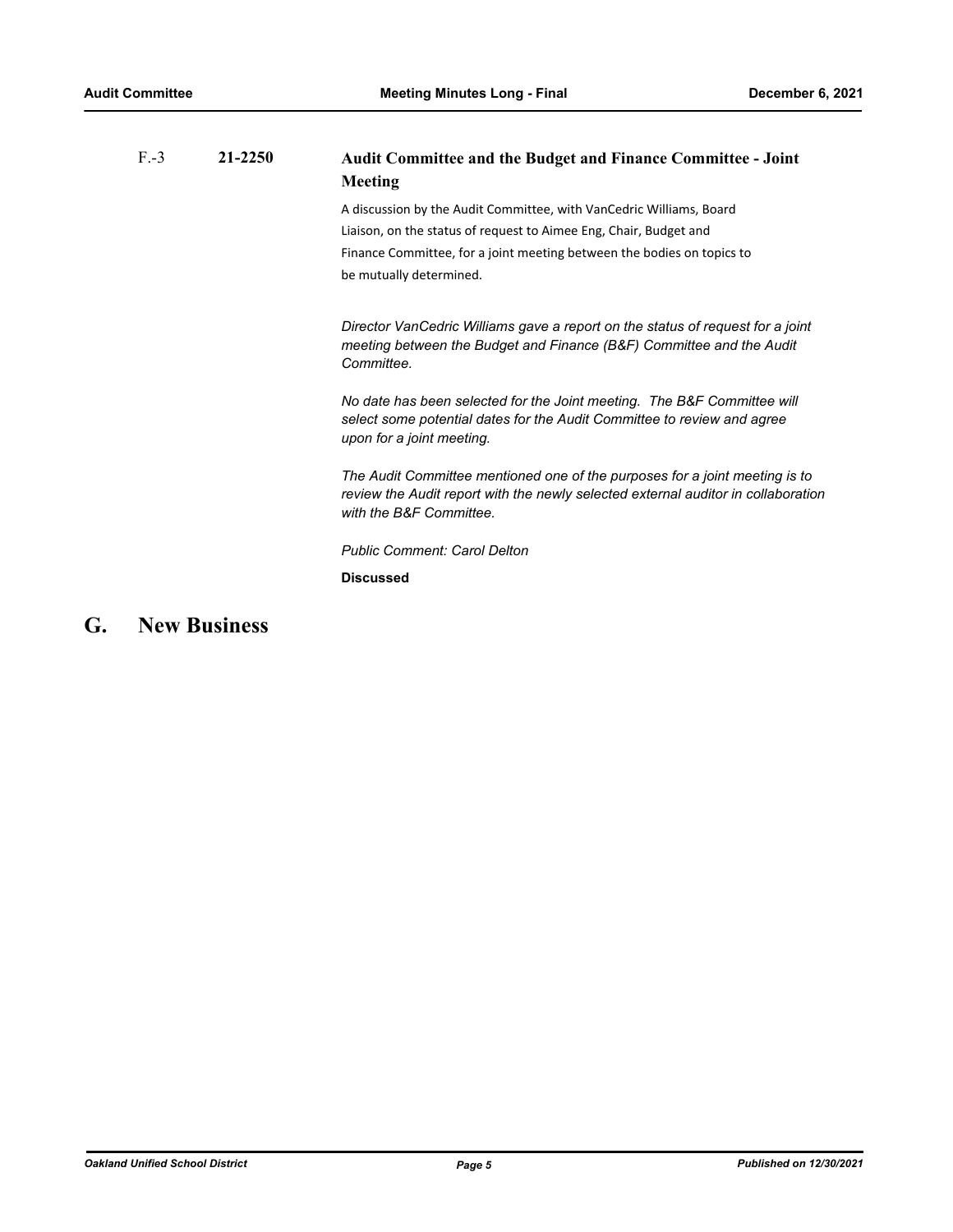F.-3 **21-2250** **Audit Committee and the Budget and Finance Committee - Joint Meeting**

A discussion by the Audit Committee, with VanCedric Williams, Board Liaison, on the status of request to Aimee Eng, Chair, Budget and Finance Committee, for a joint meeting between the bodies on topics to be mutually determined.

*Director VanCedric Williams gave a report on the status of request for a joint meeting between the Budget and Finance (B&F) Committee and the Audit Committee.*

*No date has been selected for the Joint meeting. The B&F Committee will select some potential dates for the Audit Committee to review and agree upon for a joint meeting.*

*The Audit Committee mentioned one of the purposes for a joint meeting is to review the Audit report with the newly selected external auditor in collaboration with the B&F Committee.*

*Public Comment: Carol Delton*

**Discussed**

# G. New Business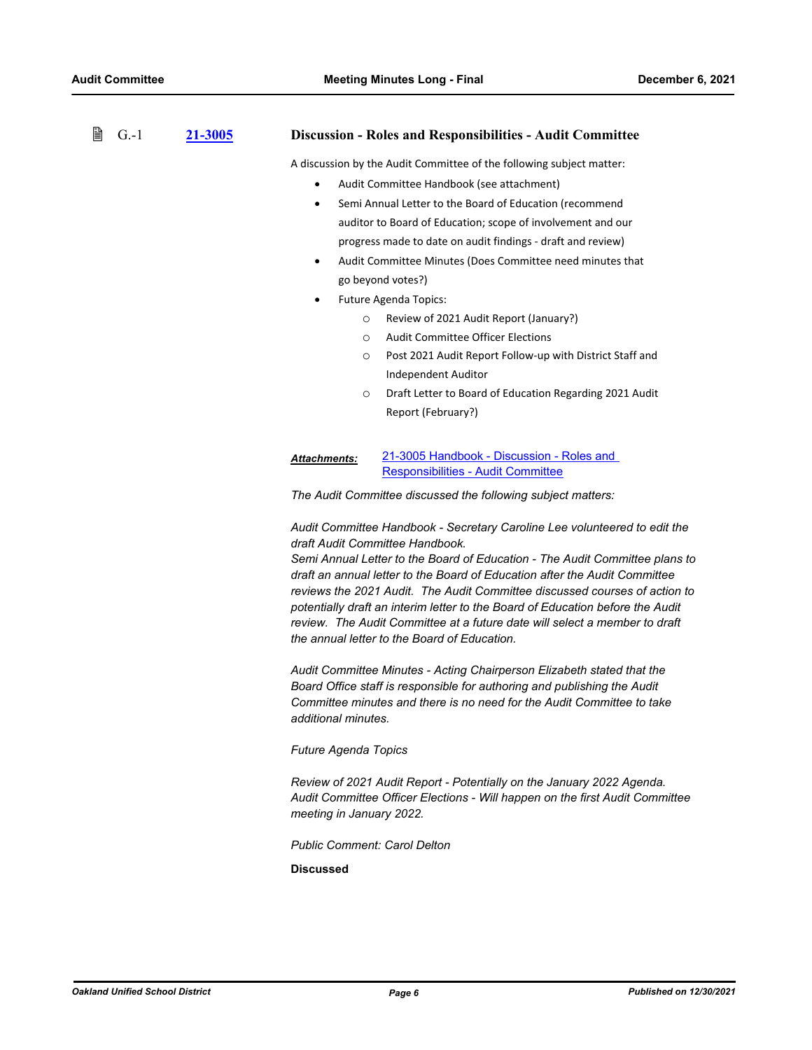### G.-1 21-3005 Discussion - Roles and Responsibilities - Audit Committee

A discussion by the Audit Committee of the following subject matter:

- Audit Committee Handbook (see attachment)
- Semi Annual Letter to the Board of Education (recommend auditor to Board of Education; scope of involvement and our progress made to date on audit findings - draft and review)
- Audit Committee Minutes (Does Committee need minutes that go beyond votes?)
- Future Agenda Topics:
  - Review of 2021 Audit Report (January?)
  - Audit Committee Officer Elections
  - Post 2021 Audit Report Follow-up with District Staff and Independent Auditor
  - Draft Letter to Board of Education Regarding 2021 Audit Report (February?)

***Attachments:*** 21-3005 Handbook - Discussion - Roles and Responsibilities - Audit Committee

*The Audit Committee discussed the following subject matters:*

*Audit Committee Handbook - Secretary Caroline Lee volunteered to edit the draft Audit Committee Handbook.*
*Semi Annual Letter to the Board of Education - The Audit Committee plans to draft an annual letter to the Board of Education after the Audit Committee reviews the 2021 Audit. The Audit Committee discussed courses of action to potentially draft an interim letter to the Board of Education before the Audit review. The Audit Committee at a future date will select a member to draft the annual letter to the Board of Education.*

*Audit Committee Minutes - Acting Chairperson Elizabeth stated that the Board Office staff is responsible for authoring and publishing the Audit Committee minutes and there is no need for the Audit Committee to take additional minutes.*

*Future Agenda Topics*

*Review of 2021 Audit Report - Potentially on the January 2022 Agenda.*
*Audit Committee Officer Elections - Will happen on the first Audit Committee meeting in January 2022.*

*Public Comment: Carol Delton*

**Discussed**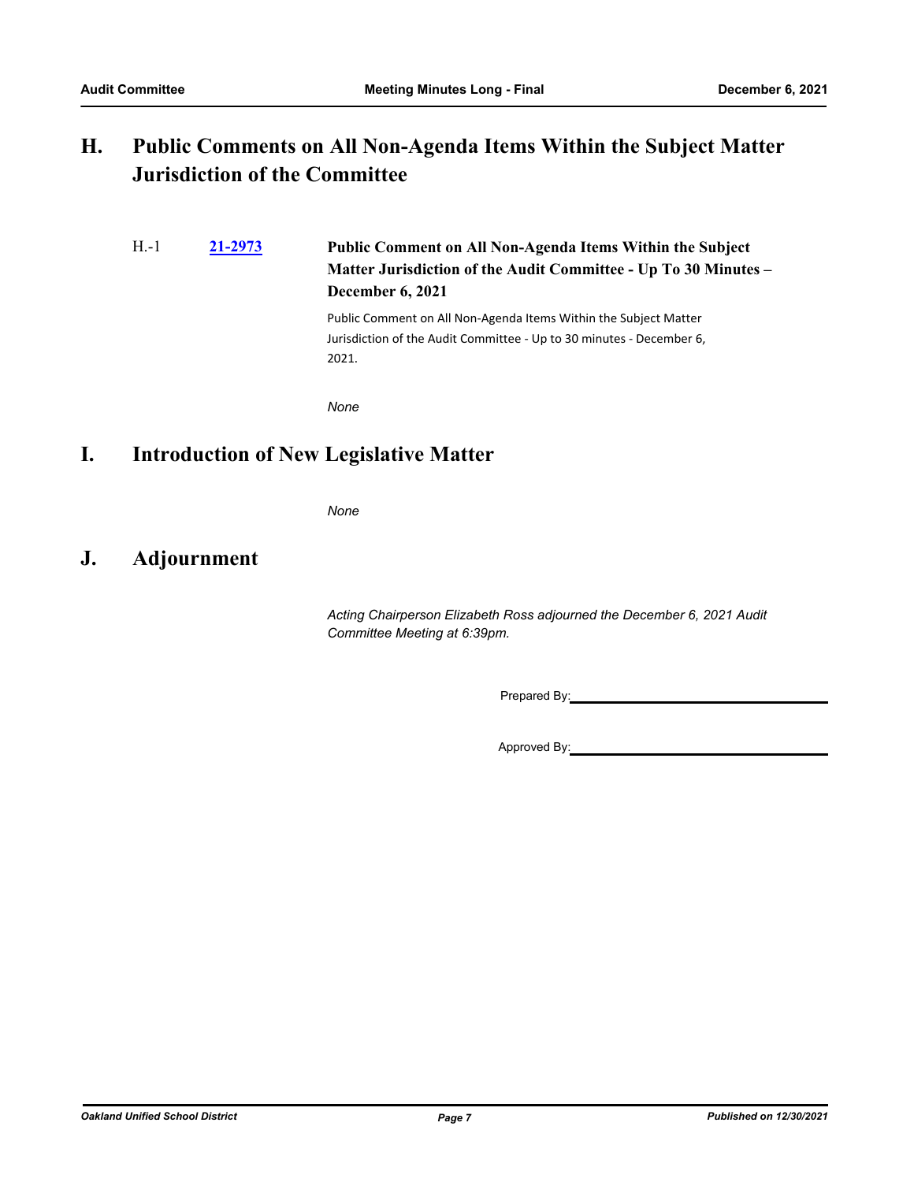## H. Public Comments on All Non-Agenda Items Within the Subject Matter Jurisdiction of the Committee

H.-1 **21-2973** **Public Comment on All Non-Agenda Items Within the Subject Matter Jurisdiction of the Audit Committee - Up To 30 Minutes – December 6, 2021**

Public Comment on All Non-Agenda Items Within the Subject Matter Jurisdiction of the Audit Committee - Up to 30 minutes - December 6, 2021.

*None*

## I. Introduction of New Legislative Matter

*None*

## J. Adjournment

*Acting Chairperson Elizabeth Ross adjourned the December 6, 2021 Audit Committee Meeting at 6:39pm.*

Prepared By:\_\_\_\_\_\_\_\_\_\_\_\_\_\_\_\_\_\_\_\_\_\_\_\_

Approved By:\_\_\_\_\_\_\_\_\_\_\_\_\_\_\_\_\_\_\_\_\_\_\_\_